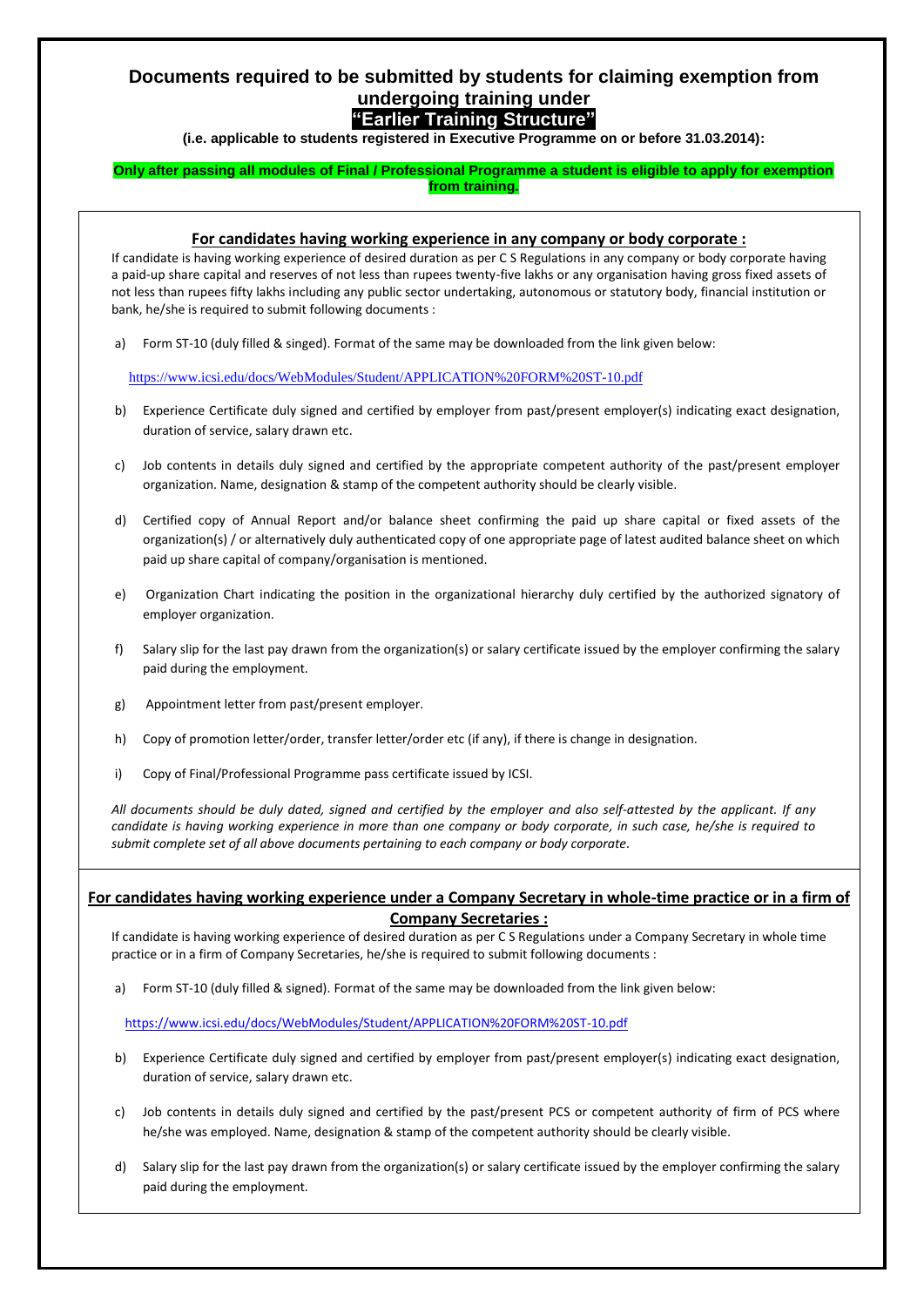# Documents required to be submitted by students for claiming exemption from undergoing training under "Earlier Training Structure"

**(i.e. applicable to students registered in Executive Programme on or before 31.03.2014):**

**Only after passing all modules of Final / Professional Programme a student is eligible to apply for exemption from training.**

## For candidates having working experience in any company or body corporate :

If candidate is having working experience of desired duration as per C S Regulations in any company or body corporate having a paid-up share capital and reserves of not less than rupees twenty-five lakhs or any organisation having gross fixed assets of not less than rupees fifty lakhs including any public sector undertaking, autonomous or statutory body, financial institution or bank, he/she is required to submit following documents :

a) Form ST-10 (duly filled & singed). Format of the same may be downloaded from the link given below:

https://www.icsi.edu/docs/WebModules/Student/APPLICATION%20FORM%20ST-10.pdf

b) Experience Certificate duly signed and certified by employer from past/present employer(s) indicating exact designation, duration of service, salary drawn etc.

c) Job contents in details duly signed and certified by the appropriate competent authority of the past/present employer organization. Name, designation & stamp of the competent authority should be clearly visible.

d) Certified copy of Annual Report and/or balance sheet confirming the paid up share capital or fixed assets of the organization(s) / or alternatively duly authenticated copy of one appropriate page of latest audited balance sheet on which paid up share capital of company/organisation is mentioned.

e) Organization Chart indicating the position in the organizational hierarchy duly certified by the authorized signatory of employer organization.

f) Salary slip for the last pay drawn from the organization(s) or salary certificate issued by the employer confirming the salary paid during the employment.

g) Appointment letter from past/present employer.

h) Copy of promotion letter/order, transfer letter/order etc (if any), if there is change in designation.

i) Copy of Final/Professional Programme pass certificate issued by ICSI.

*All documents should be duly dated, signed and certified by the employer and also self-attested by the applicant. If any candidate is having working experience in more than one company or body corporate, in such case, he/she is required to submit complete set of all above documents pertaining to each company or body corporate.*

## For candidates having working experience under a Company Secretary in whole-time practice or in a firm of Company Secretaries :

If candidate is having working experience of desired duration as per C S Regulations under a Company Secretary in whole time practice or in a firm of Company Secretaries, he/she is required to submit following documents :

a) Form ST-10 (duly filled & signed). Format of the same may be downloaded from the link given below:

https://www.icsi.edu/docs/WebModules/Student/APPLICATION%20FORM%20ST-10.pdf

b) Experience Certificate duly signed and certified by employer from past/present employer(s) indicating exact designation, duration of service, salary drawn etc.

c) Job contents in details duly signed and certified by the past/present PCS or competent authority of firm of PCS where he/she was employed. Name, designation & stamp of the competent authority should be clearly visible.

d) Salary slip for the last pay drawn from the organization(s) or salary certificate issued by the employer confirming the salary paid during the employment.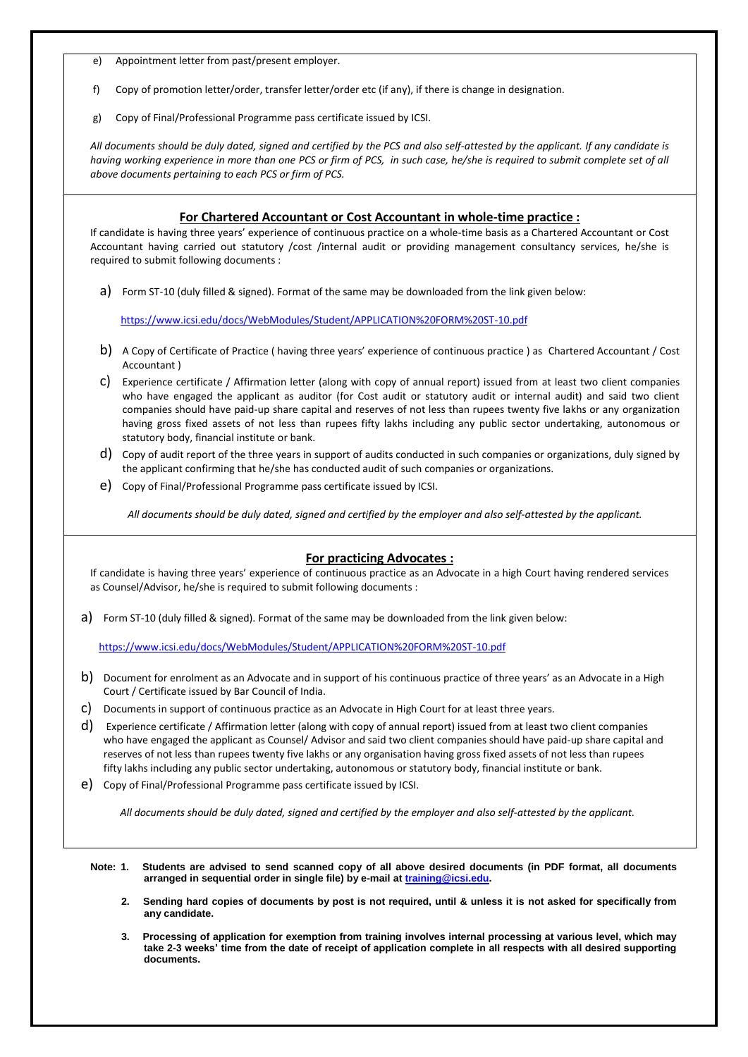e) Appointment letter from past/present employer.

f) Copy of promotion letter/order, transfer letter/order etc (if any), if there is change in designation.

g) Copy of Final/Professional Programme pass certificate issued by ICSI.

*All documents should be duly dated, signed and certified by the PCS and also self-attested by the applicant. If any candidate is having working experience in more than one PCS or firm of PCS, in such case, he/she is required to submit complete set of all above documents pertaining to each PCS or firm of PCS.*

## For Chartered Accountant or Cost Accountant in whole-time practice :

If candidate is having three years' experience of continuous practice on a whole-time basis as a Chartered Accountant or Cost Accountant having carried out statutory /cost /internal audit or providing management consultancy services, he/she is required to submit following documents :

a) Form ST-10 (duly filled & signed). Format of the same may be downloaded from the link given below:

https://www.icsi.edu/docs/WebModules/Student/APPLICATION%20FORM%20ST-10.pdf

b) A Copy of Certificate of Practice ( having three years' experience of continuous practice ) as Chartered Accountant / Cost Accountant )

c) Experience certificate / Affirmation letter (along with copy of annual report) issued from at least two client companies who have engaged the applicant as auditor (for Cost audit or statutory audit or internal audit) and said two client companies should have paid-up share capital and reserves of not less than rupees twenty five lakhs or any organization having gross fixed assets of not less than rupees fifty lakhs including any public sector undertaking, autonomous or statutory body, financial institute or bank.

d) Copy of audit report of the three years in support of audits conducted in such companies or organizations, duly signed by the applicant confirming that he/she has conducted audit of such companies or organizations.

e) Copy of Final/Professional Programme pass certificate issued by ICSI.

*All documents should be duly dated, signed and certified by the employer and also self-attested by the applicant.*

## For practicing Advocates :

If candidate is having three years' experience of continuous practice as an Advocate in a high Court having rendered services as Counsel/Advisor, he/she is required to submit following documents :

a) Form ST-10 (duly filled & signed). Format of the same may be downloaded from the link given below:

https://www.icsi.edu/docs/WebModules/Student/APPLICATION%20FORM%20ST-10.pdf

b) Document for enrolment as an Advocate and in support of his continuous practice of three years' as an Advocate in a High Court / Certificate issued by Bar Council of India.

c) Documents in support of continuous practice as an Advocate in High Court for at least three years.

d) Experience certificate / Affirmation letter (along with copy of annual report) issued from at least two client companies who have engaged the applicant as Counsel/ Advisor and said two client companies should have paid-up share capital and reserves of not less than rupees twenty five lakhs or any organisation having gross fixed assets of not less than rupees fifty lakhs including any public sector undertaking, autonomous or statutory body, financial institute or bank.

e) Copy of Final/Professional Programme pass certificate issued by ICSI.

*All documents should be duly dated, signed and certified by the employer and also self-attested by the applicant.*

**Note: 1. Students are advised to send scanned copy of all above desired documents (in PDF format, all documents arranged in sequential order in single file) by e-mail at training@icsi.edu.**

**2. Sending hard copies of documents by post is not required, until & unless it is not asked for specifically from any candidate.**

**3. Processing of application for exemption from training involves internal processing at various level, which may take 2-3 weeks' time from the date of receipt of application complete in all respects with all desired supporting documents.**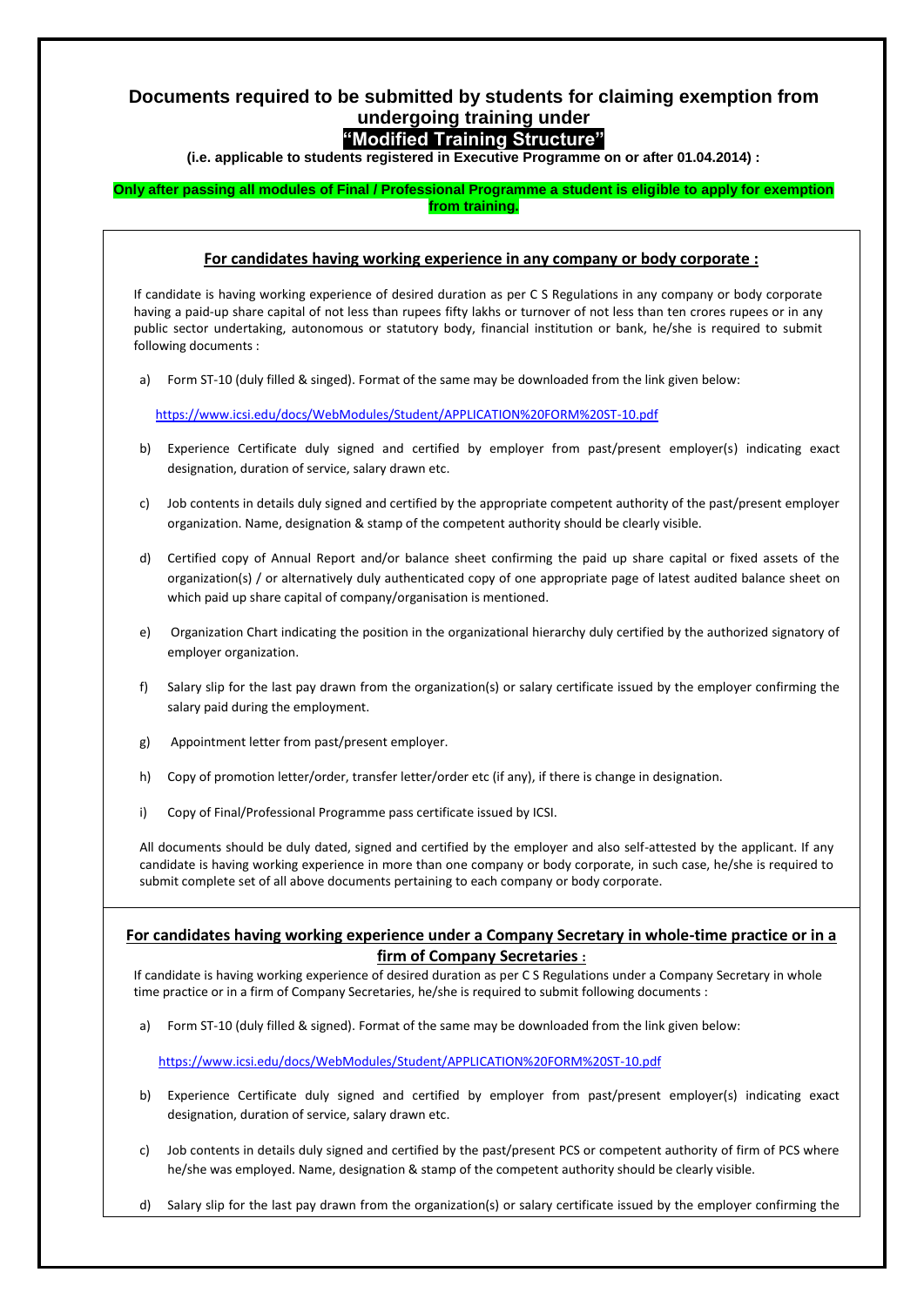# Documents required to be submitted by students for claiming exemption from undergoing training under "Modified Training Structure"

**(i.e. applicable to students registered in Executive Programme on or after 01.04.2014) :**

**Only after passing all modules of Final / Professional Programme a student is eligible to apply for exemption from training.**

## For candidates having working experience in any company or body corporate :

If candidate is having working experience of desired duration as per C S Regulations in any company or body corporate having a paid-up share capital of not less than rupees fifty lakhs or turnover of not less than ten crores rupees or in any public sector undertaking, autonomous or statutory body, financial institution or bank, he/she is required to submit following documents :

a) Form ST-10 (duly filled & singed). Format of the same may be downloaded from the link given below:

https://www.icsi.edu/docs/WebModules/Student/APPLICATION%20FORM%20ST-10.pdf

b) Experience Certificate duly signed and certified by employer from past/present employer(s) indicating exact designation, duration of service, salary drawn etc.

c) Job contents in details duly signed and certified by the appropriate competent authority of the past/present employer organization. Name, designation & stamp of the competent authority should be clearly visible.

d) Certified copy of Annual Report and/or balance sheet confirming the paid up share capital or fixed assets of the organization(s) / or alternatively duly authenticated copy of one appropriate page of latest audited balance sheet on which paid up share capital of company/organisation is mentioned.

e) Organization Chart indicating the position in the organizational hierarchy duly certified by the authorized signatory of employer organization.

f) Salary slip for the last pay drawn from the organization(s) or salary certificate issued by the employer confirming the salary paid during the employment.

g) Appointment letter from past/present employer.

h) Copy of promotion letter/order, transfer letter/order etc (if any), if there is change in designation.

i) Copy of Final/Professional Programme pass certificate issued by ICSI.

All documents should be duly dated, signed and certified by the employer and also self-attested by the applicant. If any candidate is having working experience in more than one company or body corporate, in such case, he/she is required to submit complete set of all above documents pertaining to each company or body corporate.

## For candidates having working experience under a Company Secretary in whole-time practice or in a firm of Company Secretaries :

If candidate is having working experience of desired duration as per C S Regulations under a Company Secretary in whole time practice or in a firm of Company Secretaries, he/she is required to submit following documents :

a) Form ST-10 (duly filled & signed). Format of the same may be downloaded from the link given below:

https://www.icsi.edu/docs/WebModules/Student/APPLICATION%20FORM%20ST-10.pdf

b) Experience Certificate duly signed and certified by employer from past/present employer(s) indicating exact designation, duration of service, salary drawn etc.

c) Job contents in details duly signed and certified by the past/present PCS or competent authority of firm of PCS where he/she was employed. Name, designation & stamp of the competent authority should be clearly visible.

d) Salary slip for the last pay drawn from the organization(s) or salary certificate issued by the employer confirming the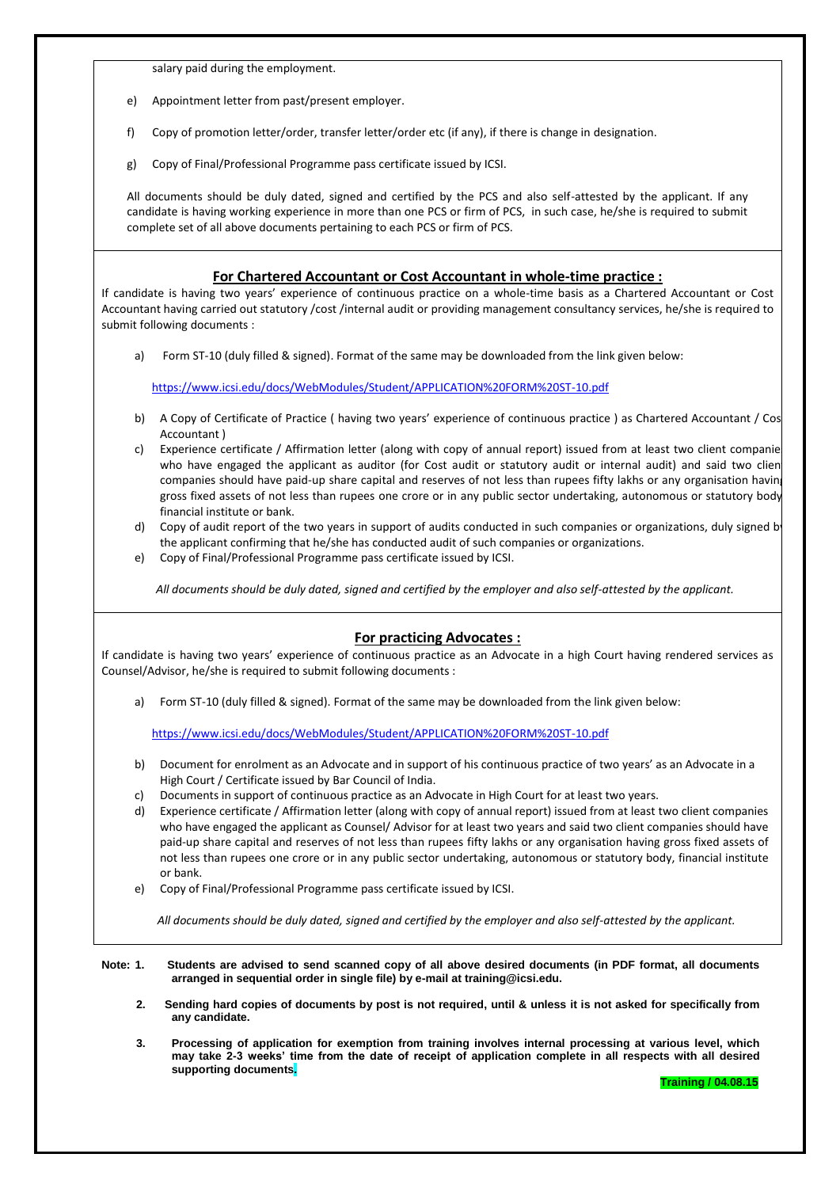salary paid during the employment.

e) Appointment letter from past/present employer.

f) Copy of promotion letter/order, transfer letter/order etc (if any), if there is change in designation.

g) Copy of Final/Professional Programme pass certificate issued by ICSI.

All documents should be duly dated, signed and certified by the PCS and also self-attested by the applicant. If any candidate is having working experience in more than one PCS or firm of PCS, in such case, he/she is required to submit complete set of all above documents pertaining to each PCS or firm of PCS.

## For Chartered Accountant or Cost Accountant in whole-time practice :

If candidate is having two years' experience of continuous practice on a whole-time basis as a Chartered Accountant or Cost Accountant having carried out statutory /cost /internal audit or providing management consultancy services, he/she is required to submit following documents :

a) Form ST-10 (duly filled & signed). Format of the same may be downloaded from the link given below:

https://www.icsi.edu/docs/WebModules/Student/APPLICATION%20FORM%20ST-10.pdf

b) A Copy of Certificate of Practice ( having two years' experience of continuous practice ) as Chartered Accountant / Cost Accountant )
c) Experience certificate / Affirmation letter (along with copy of annual report) issued from at least two client companies who have engaged the applicant as auditor (for Cost audit or statutory audit or internal audit) and said two client companies should have paid-up share capital and reserves of not less than rupees fifty lakhs or any organisation having gross fixed assets of not less than rupees one crore or in any public sector undertaking, autonomous or statutory body, financial institute or bank.
d) Copy of audit report of the two years in support of audits conducted in such companies or organizations, duly signed by the applicant confirming that he/she has conducted audit of such companies or organizations.
e) Copy of Final/Professional Programme pass certificate issued by ICSI.

*All documents should be duly dated, signed and certified by the employer and also self-attested by the applicant.*

## For practicing Advocates :

If candidate is having two years' experience of continuous practice as an Advocate in a high Court having rendered services as Counsel/Advisor, he/she is required to submit following documents :

a) Form ST-10 (duly filled & signed). Format of the same may be downloaded from the link given below:

https://www.icsi.edu/docs/WebModules/Student/APPLICATION%20FORM%20ST-10.pdf

b) Document for enrolment as an Advocate and in support of his continuous practice of two years' as an Advocate in a High Court / Certificate issued by Bar Council of India.
c) Documents in support of continuous practice as an Advocate in High Court for at least two years.
d) Experience certificate / Affirmation letter (along with copy of annual report) issued from at least two client companies who have engaged the applicant as Counsel/ Advisor for at least two years and said two client companies should have paid-up share capital and reserves of not less than rupees fifty lakhs or any organisation having gross fixed assets of not less than rupees one crore or in any public sector undertaking, autonomous or statutory body, financial institute or bank.
e) Copy of Final/Professional Programme pass certificate issued by ICSI.

*All documents should be duly dated, signed and certified by the employer and also self-attested by the applicant.*

**Note: 1. Students are advised to send scanned copy of all above desired documents (in PDF format, all documents arranged in sequential order in single file) by e-mail at training@icsi.edu.**

**2. Sending hard copies of documents by post is not required, until & unless it is not asked for specifically from any candidate.**

**3. Processing of application for exemption from training involves internal processing at various level, which may take 2-3 weeks' time from the date of receipt of application complete in all respects with all desired supporting documents.**

**Training / 04.08.15**